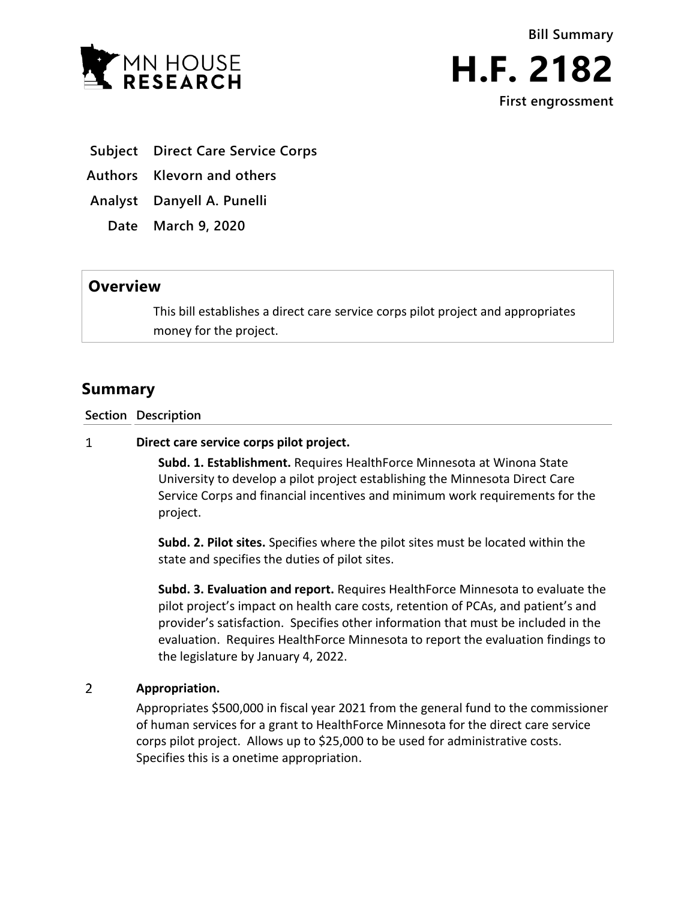MN HOUSE RESEARCH

**Bill Summary**

# H.F. 2182

**First engrossment**

| | |
|---|---|
| **Subject** | **Direct Care Service Corps** |
| **Authors** | **Klevorn and others** |
| **Analyst** | **Danyell A. Punelli** |
| **Date** | **March 9, 2020** |

## Overview

This bill establishes a direct care service corps pilot project and appropriates money for the project.

## Summary

| Section | Description |
|---|---|
| 1 | **Direct care service corps pilot project.**<br><br>**Subd. 1. Establishment.** Requires HealthForce Minnesota at Winona State University to develop a pilot project establishing the Minnesota Direct Care Service Corps and financial incentives and minimum work requirements for the project.<br><br>**Subd. 2. Pilot sites.** Specifies where the pilot sites must be located within the state and specifies the duties of pilot sites.<br><br>**Subd. 3. Evaluation and report.** Requires HealthForce Minnesota to evaluate the pilot project's impact on health care costs, retention of PCAs, and patient's and provider's satisfaction. Specifies other information that must be included in the evaluation. Requires HealthForce Minnesota to report the evaluation findings to the legislature by January 4, 2022. |
| 2 | **Appropriation.**<br><br>Appropriates $500,000 in fiscal year 2021 from the general fund to the commissioner of human services for a grant to HealthForce Minnesota for the direct care service corps pilot project. Allows up to $25,000 to be used for administrative costs. Specifies this is a onetime appropriation. |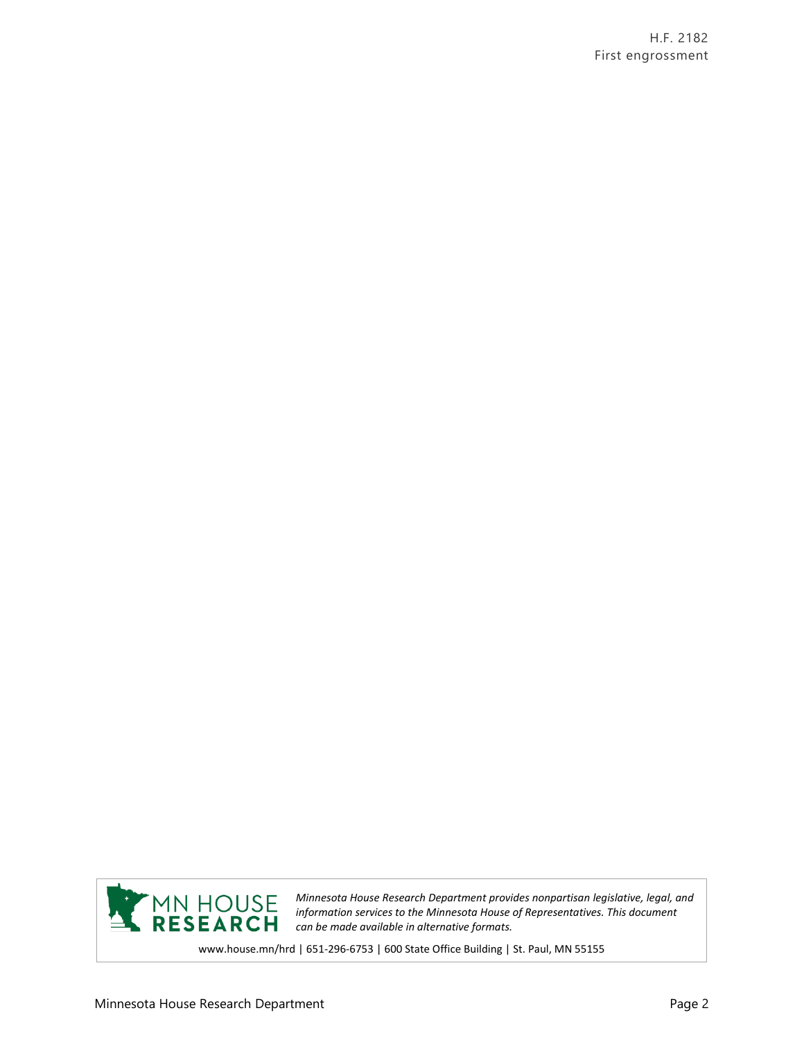MN HOUSE RESEARCH

*Minnesota House Research Department provides nonpartisan legislative, legal, and information services to the Minnesota House of Representatives. This document can be made available in alternative formats.*

www.house.mn/hrd | 651-296-6753 | 600 State Office Building | St. Paul, MN 55155